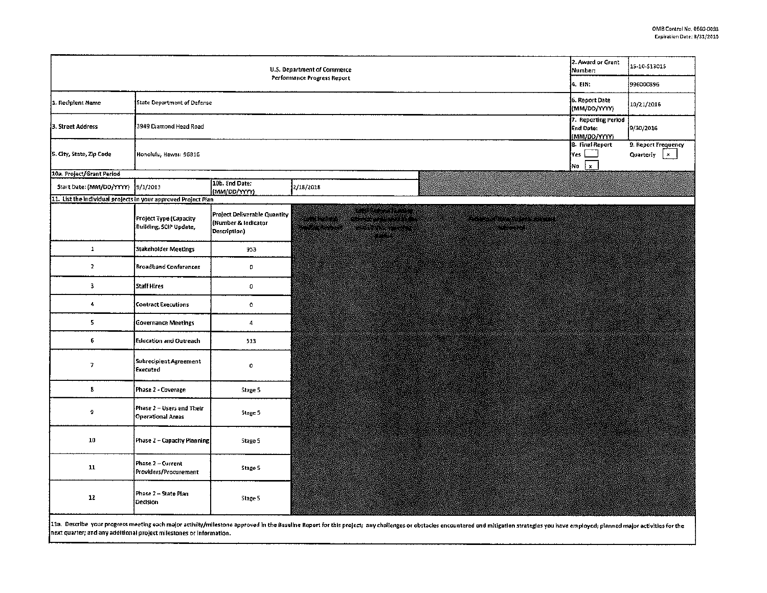OMB Control No. 0660-0038
Expiration Date: 8/31/2016

| U.S. Department of Commerce Performance Progress Report | | | 2. Award or Grant Number: | 15-10-S13015 |
|---|---|---|---|---|
| | | | 4. EIN: | 996000896 |
| 1. Recipient Name | State Department of Defense | | 6. Report Date (MM/DD/YYYY) | 10/21/2016 |
| 3. Street Address | 3949 Diamond Head Road | | 7. Reporting Period End Date: (MM/DD/YYYY) | 9/30/2016 |
| 5. City, State, Zip Code | Honolulu, Hawaii 96816 | | 8. Final Report Yes [ ] No [x] | 9. Report Frequency Quarterly [x] |

| 10a. Project/Grant Period | | | |
|---|---|---|---|
| Start Date: (MM/DD/YYYY) | 9/1/2013 | 10b. End Date: (MM/DD/YYYY) | 2/18/2018 |

11. List the individual projects in your approved Project Plan

| | Project Type (Capacity Building, SCIP Update, | Project Deliverable Quantity (Number & Indicator Description) |
|---|---|---|
| 1 | Stakeholder Meetings | 953 |
| 2 | Broadband Conferences | 0 |
| 3 | Staff Hires | 0 |
| 4 | Contract Executions | 0 |
| 5 | Governance Meetings | 4 |
| 6 | Education and Outreach | 513 |
| 7 | Subrecipient Agreement Executed | 0 |
| 8 | Phase 2 - Coverage | Stage 5 |
| 9 | Phase 2 – Users and Their Operational Areas | Stage 5 |
| 10 | Phase 2 – Capacity Planning | Stage 5 |
| 11 | Phase 2 – Current Providers/Procurement | Stage 5 |
| 12 | Phase 2 – State Plan Decision | Stage 5 |

11a. Describe your progress meeting each major activity/milestone approved in the Baseline Report for this project; any challenges or obstacles encountered and mitigation strategies you have employed; planned major activities for the next quarter; and any additional project milestones or information.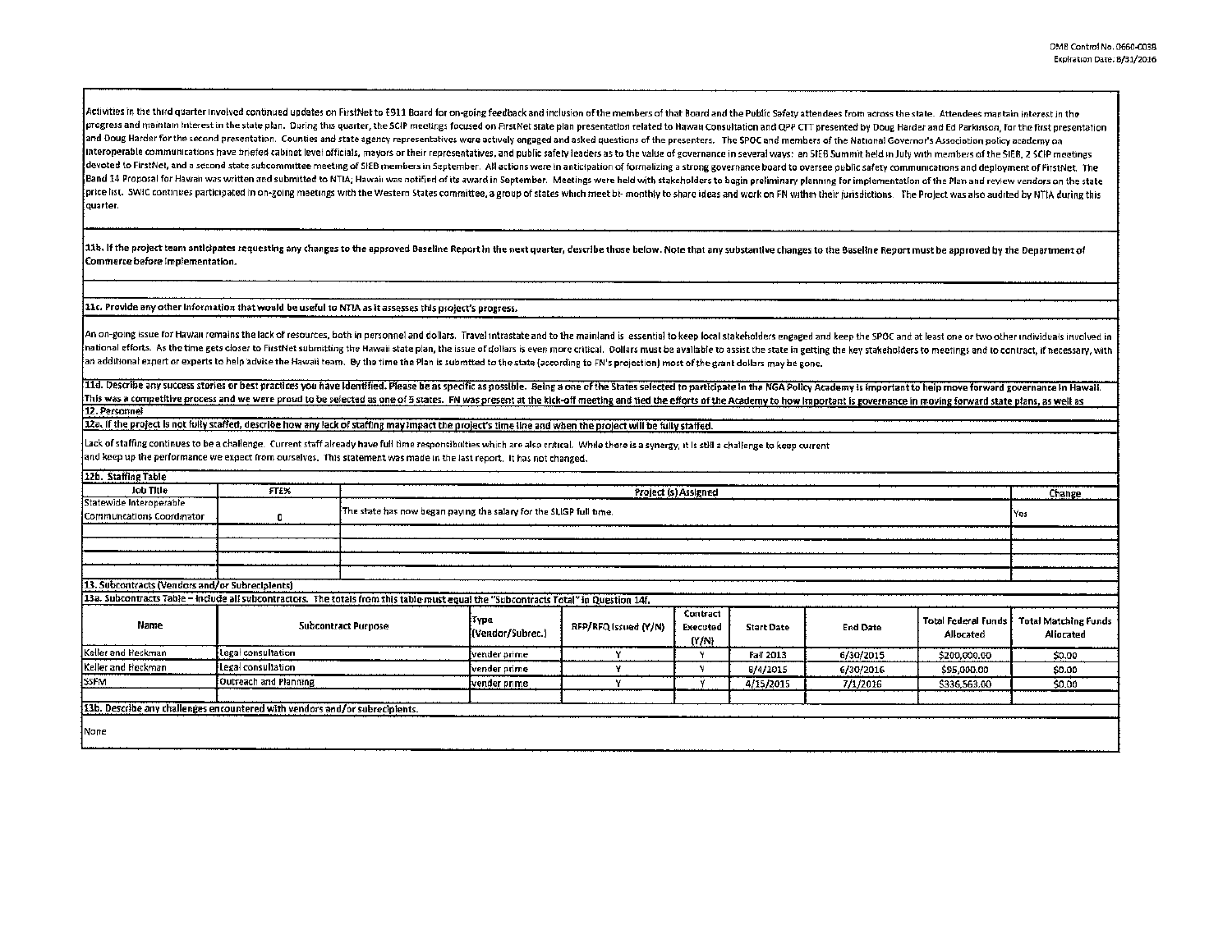Activities in the third quarter involved continued updates on FirstNet to E911 Board for on-going feedback and inclusion of the members of that Board and the Public Safety attendees from across the state. Attendees maintain interest in the progress and maintain interest in the state plan. During this quarter, the SCIP meetings focused on FirstNet state plan presentation related to Hawaii Consultation and QPP CTT presented by Doug Harder and Ed Parkinson, for the first presentation and Doug Harder for the second presentation. Counties and state agency representatives were actively engaged and asked questions of the presenters. The SPOC and members of the National Governor's Association policy academy on interoperable communications have briefed cabinet level officials, mayors or their representatives, and public safety leaders as to the value of governance in several ways: an SIEB Summit held in July with members of the SIEB, 2 SCIP meetings devoted to FirstNet, and a second state subcommittee meeting of SIEB members in September. All actions were in anticipation of formalizing a strong governance board to oversee public safety communications and deployment of FirstNet. The Band 14 Proposal for Hawaii was written and submitted to NTIA; Hawaii was notified of its award in September. Meetings were held with stakeholders to begin preliminary planning for implementation of the Plan and review vendors on the state price list. SWIC continues participated in on-going meetings with the Western States committee, a group of states which meet bi- monthly to share ideas and work on FN within their jurisdictions. The Project was also audited by NTIA during this quarter.

**11b. If the project team anticipates requesting any changes to the approved Baseline Report in the next quarter, describe those below. Note that any substantive changes to the Baseline Report must be approved by the Department of Commerce before implementation.**

**11c. Provide any other information that would be useful to NTIA as it assesses this project's progress.**

An on-going issue for Hawaii remains the lack of resources, both in personnel and dollars. Travel intrastate and to the mainland is essential to keep local stakeholders engaged and keep the SPOC and at least one or two other individuals involved in national efforts. As the time gets closer to FirstNet submitting the Hawaii state plan, the issue of dollars is even more critical. Dollars must be available to assist the state in getting the key stakeholders to meetings and to contract, if necessary, with an additional expert or experts to help advice the Hawaii team. By the time the Plan is submitted to the state (according to FN's projection) most of the grant dollars may be gone.

**11d. Describe any success stories or best practices you have identified. Please be as specific as possible.** Being a one of the States selected to participate in the NGA Policy Academy is important to help move forward governance in Hawaii. This was a competitive process and we were proud to be selected as one of 5 states. FN was present at the kick-off meeting and tied the efforts of the Academy to how important is governance in moving forward state plans, as well as

**12. Personnel**

**12a. If the project is not fully staffed, describe how any lack of staffing may impact the project's time line and when the project will be fully staffed.**

Lack of staffing continues to be a challenge. Current staff already have full time responsibilities which are also critical. While there is a synergy, it is still a challenge to keep current and keep up the performance we expect from ourselves. This statement was made in the last report. It has not changed.

**12b. Staffing Table**

| Job Title | FTE% | Project (s) Assigned | Change |
|---|---|---|---|
| Statewide Interoperable Communcations Coordinator | 0 | The state has now began paying the salary for the SLIGP full time. | Yes |
| | | | |
| | | | |
| | | | |
| | | | |

**13. Subcontracts (Vendors and/or Subrecipients)**

**13a. Subcontracts Table – Include all subcontractors. The totals from this table must equal the "Subcontracts Total" in Question 14f.**

| Name | Subcontract Purpose | Type (Vendor/Subrec.) | RFP/RFQ Issued (Y/N) | Contract Executed (Y/N) | Start Date | End Date | Total Federal Funds Allocated | Total Matching Funds Allocated |
|---|---|---|---|---|---|---|---|---|
| Keller and Heckman | Legal consultation | vender prime | Y | Y | Fall 2013 | 6/30/2015 | $200,000.00 | $0.00 |
| Keller and Heckman | Legal consultation | vender prime | Y | Y | 6/4/2015 | 6/30/2016 | $95,000.00 | $0.00 |
| SSFM | Outreach and Planning | vender prime | Y | Y | 4/15/2015 | 7/1/2016 | $336,563.00 | $0.00 |
| | | | | | | | | |

**13b. Describe any challenges encountered with vendors and/or subrecipients.**

None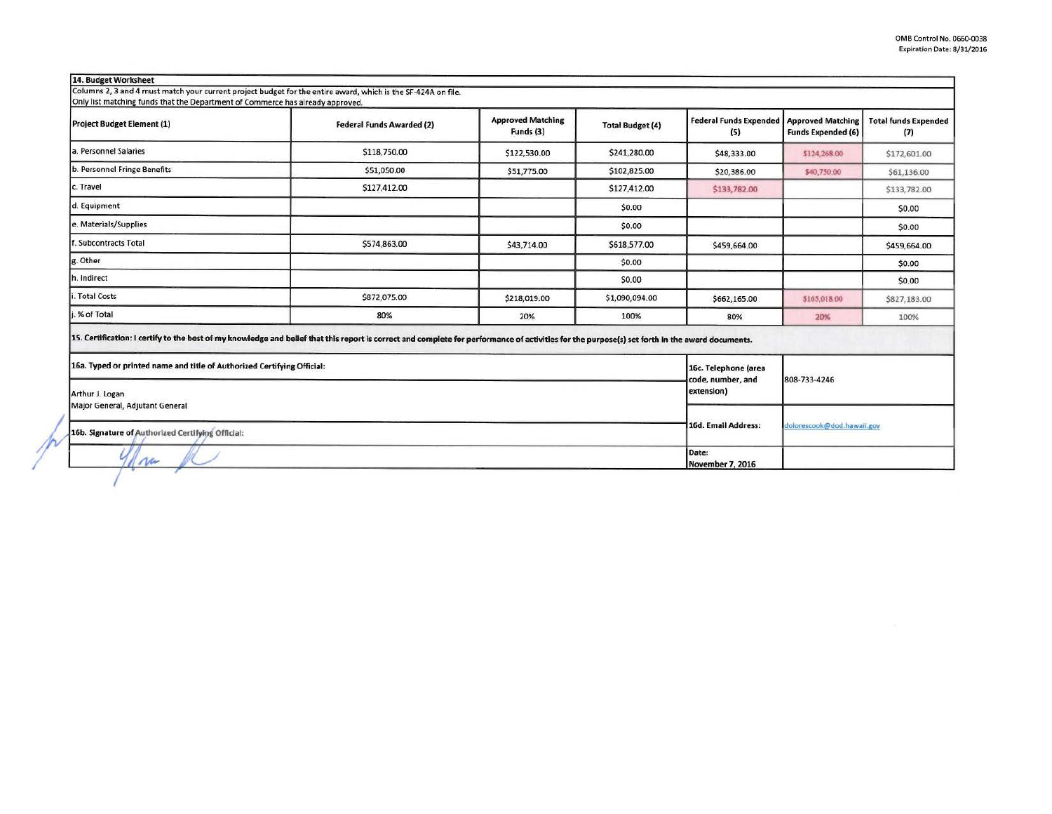OMB Control No. 0660-0038
Expiration Date: 8/31/2016

**14. Budget Worksheet**

Columns 2, 3 and 4 must match your current project budget for the entire award, which is the SF-424A on file.
Only list matching funds that the Department of Commerce has already approved.

| Project Budget Element (1) | Federal Funds Awarded (2) | Approved Matching Funds (3) | Total Budget (4) | Federal Funds Expended (5) | Approved Matching Funds Expended (6) | Total funds Expended (7) |
|---|---|---|---|---|---|---|
| a. Personnel Salaries | $118,750.00 | $122,530.00 | $241,280.00 | $48,333.00 | $124,268.00 | $172,601.00 |
| b. Personnel Fringe Benefits | $51,050.00 | $51,775.00 | $102,825.00 | $20,386.00 | $40,750.00 | $61,136.00 |
| c. Travel | $127,412.00 | | $127,412.00 | $133,782.00 | | $133,782.00 |
| d. Equipment | | | $0.00 | | | $0.00 |
| e. Materials/Supplies | | | $0.00 | | | $0.00 |
| f. Subcontracts Total | $574,863.00 | $43,714.00 | $618,577.00 | $459,664.00 | | $459,664.00 |
| g. Other | | | $0.00 | | | $0.00 |
| h. Indirect | | | $0.00 | | | $0.00 |
| i. Total Costs | $872,075.00 | $218,019.00 | $1,090,094.00 | $662,165.00 | $165,018.00 | $827,183.00 |
| j. % of Total | 80% | 20% | 100% | 80% | 20% | 100% |

**15. Certification: I certify to the best of my knowledge and belief that this report is correct and complete for performance of activities for the purpose(s) set forth in the award documents.**

| | |
|---|---|
| **16a. Typed or printed name and title of Authorized Certifying Official:** Arthur J. Logan, Major General, Adjutant General | **16c. Telephone (area code, number, and extension)** 808-733-4246 |
| **16b. Signature of Authorized Certifying Official:** | **16d. Email Address:** dolorescook@dod.hawaii.gov |
| | **Date:** November 7, 2016 |